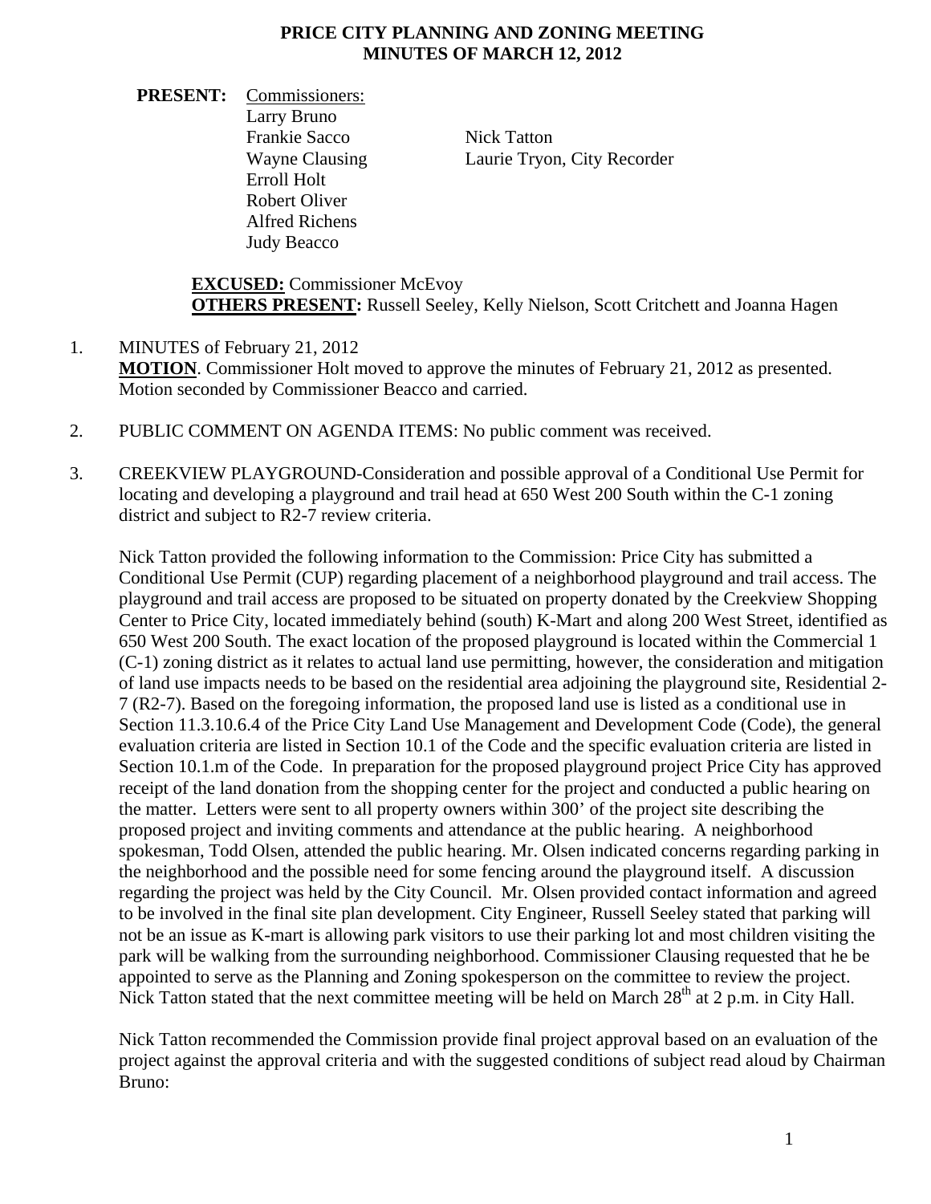# PRICE CITY PLANNING AND ZONING MEETING
## MINUTES OF MARCH 12, 2012

**PRESENT:** Commissioners:
Larry Bruno
Frankie Sacco
Wayne Clausing
Erroll Holt
Robert Oliver
Alfred Richens
Judy Beacco

Nick Tatton
Laurie Tryon, City Recorder

**EXCUSED:** Commissioner McEvoy
**OTHERS PRESENT:** Russell Seeley, Kelly Nielson, Scott Critchett and Joanna Hagen

1. MINUTES of February 21, 2012
   **MOTION**. Commissioner Holt moved to approve the minutes of February 21, 2012 as presented. Motion seconded by Commissioner Beacco and carried.

2. PUBLIC COMMENT ON AGENDA ITEMS: No public comment was received.

3. CREEKVIEW PLAYGROUND-Consideration and possible approval of a Conditional Use Permit for locating and developing a playground and trail head at 650 West 200 South within the C-1 zoning district and subject to R2-7 review criteria.

   Nick Tatton provided the following information to the Commission: Price City has submitted a Conditional Use Permit (CUP) regarding placement of a neighborhood playground and trail access. The playground and trail access are proposed to be situated on property donated by the Creekview Shopping Center to Price City, located immediately behind (south) K-Mart and along 200 West Street, identified as 650 West 200 South. The exact location of the proposed playground is located within the Commercial 1 (C-1) zoning district as it relates to actual land use permitting, however, the consideration and mitigation of land use impacts needs to be based on the residential area adjoining the playground site, Residential 2-7 (R2-7). Based on the foregoing information, the proposed land use is listed as a conditional use in Section 11.3.10.6.4 of the Price City Land Use Management and Development Code (Code), the general evaluation criteria are listed in Section 10.1 of the Code and the specific evaluation criteria are listed in Section 10.1.m of the Code. In preparation for the proposed playground project Price City has approved receipt of the land donation from the shopping center for the project and conducted a public hearing on the matter. Letters were sent to all property owners within 300' of the project site describing the proposed project and inviting comments and attendance at the public hearing. A neighborhood spokesman, Todd Olsen, attended the public hearing. Mr. Olsen indicated concerns regarding parking in the neighborhood and the possible need for some fencing around the playground itself. A discussion regarding the project was held by the City Council. Mr. Olsen provided contact information and agreed to be involved in the final site plan development. City Engineer, Russell Seeley stated that parking will not be an issue as K-mart is allowing park visitors to use their parking lot and most children visiting the park will be walking from the surrounding neighborhood. Commissioner Clausing requested that he be appointed to serve as the Planning and Zoning spokesperson on the committee to review the project. Nick Tatton stated that the next committee meeting will be held on March 28th at 2 p.m. in City Hall.

   Nick Tatton recommended the Commission provide final project approval based on an evaluation of the project against the approval criteria and with the suggested conditions of subject read aloud by Chairman Bruno: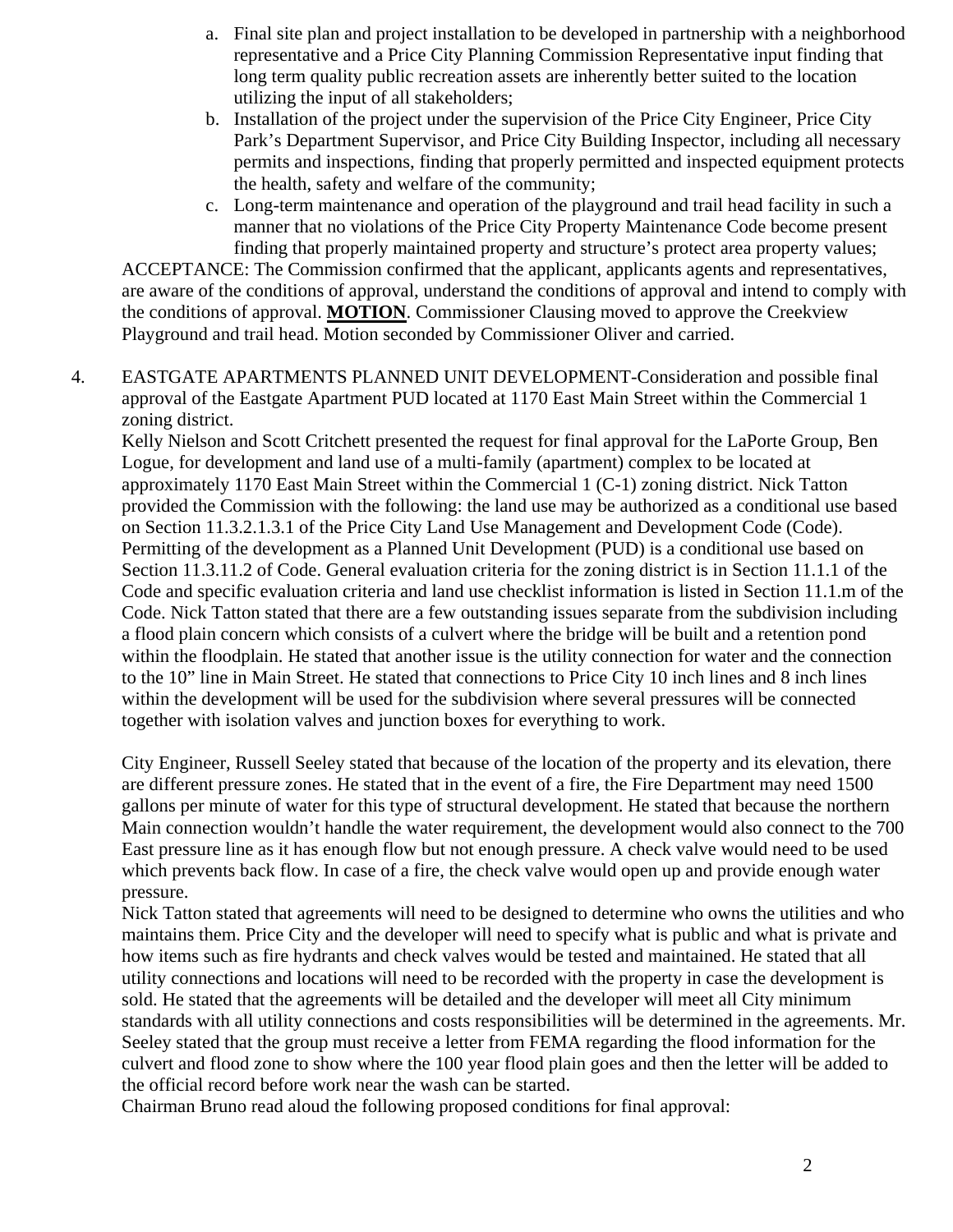a. Final site plan and project installation to be developed in partnership with a neighborhood representative and a Price City Planning Commission Representative input finding that long term quality public recreation assets are inherently better suited to the location utilizing the input of all stakeholders;
b. Installation of the project under the supervision of the Price City Engineer, Price City Park's Department Supervisor, and Price City Building Inspector, including all necessary permits and inspections, finding that properly permitted and inspected equipment protects the health, safety and welfare of the community;
c. Long-term maintenance and operation of the playground and trail head facility in such a manner that no violations of the Price City Property Maintenance Code become present finding that properly maintained property and structure's protect area property values;

ACCEPTANCE: The Commission confirmed that the applicant, applicants agents and representatives, are aware of the conditions of approval, understand the conditions of approval and intend to comply with the conditions of approval. **MOTION**. Commissioner Clausing moved to approve the Creekview Playground and trail head. Motion seconded by Commissioner Oliver and carried.

4. EASTGATE APARTMENTS PLANNED UNIT DEVELOPMENT-Consideration and possible final approval of the Eastgate Apartment PUD located at 1170 East Main Street within the Commercial 1 zoning district.

Kelly Nielson and Scott Critchett presented the request for final approval for the LaPorte Group, Ben Logue, for development and land use of a multi-family (apartment) complex to be located at approximately 1170 East Main Street within the Commercial 1 (C-1) zoning district. Nick Tatton provided the Commission with the following: the land use may be authorized as a conditional use based on Section 11.3.2.1.3.1 of the Price City Land Use Management and Development Code (Code). Permitting of the development as a Planned Unit Development (PUD) is a conditional use based on Section 11.3.11.2 of Code. General evaluation criteria for the zoning district is in Section 11.1.1 of the Code and specific evaluation criteria and land use checklist information is listed in Section 11.1.m of the Code. Nick Tatton stated that there are a few outstanding issues separate from the subdivision including a flood plain concern which consists of a culvert where the bridge will be built and a retention pond within the floodplain. He stated that another issue is the utility connection for water and the connection to the 10" line in Main Street. He stated that connections to Price City 10 inch lines and 8 inch lines within the development will be used for the subdivision where several pressures will be connected together with isolation valves and junction boxes for everything to work.

City Engineer, Russell Seeley stated that because of the location of the property and its elevation, there are different pressure zones. He stated that in the event of a fire, the Fire Department may need 1500 gallons per minute of water for this type of structural development. He stated that because the northern Main connection wouldn't handle the water requirement, the development would also connect to the 700 East pressure line as it has enough flow but not enough pressure. A check valve would need to be used which prevents back flow. In case of a fire, the check valve would open up and provide enough water pressure.

Nick Tatton stated that agreements will need to be designed to determine who owns the utilities and who maintains them. Price City and the developer will need to specify what is public and what is private and how items such as fire hydrants and check valves would be tested and maintained. He stated that all utility connections and locations will need to be recorded with the property in case the development is sold. He stated that the agreements will be detailed and the developer will meet all City minimum standards with all utility connections and costs responsibilities will be determined in the agreements. Mr. Seeley stated that the group must receive a letter from FEMA regarding the flood information for the culvert and flood zone to show where the 100 year flood plain goes and then the letter will be added to the official record before work near the wash can be started.

Chairman Bruno read aloud the following proposed conditions for final approval: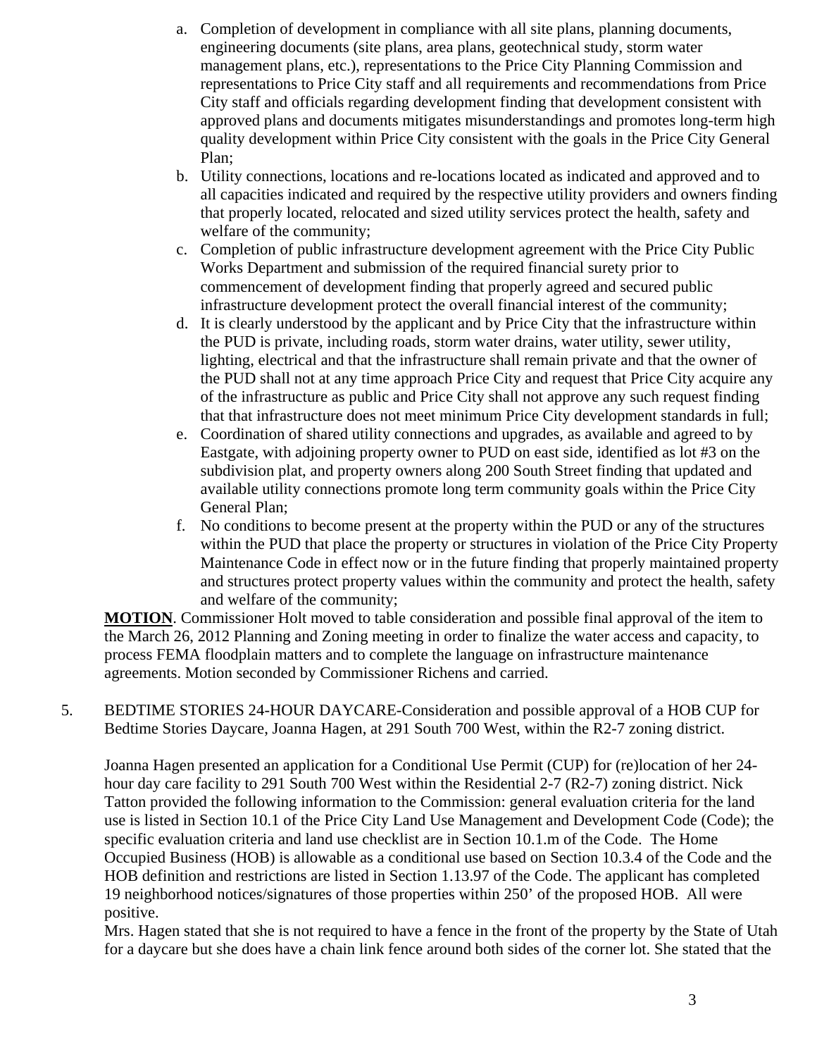a. Completion of development in compliance with all site plans, planning documents, engineering documents (site plans, area plans, geotechnical study, storm water management plans, etc.), representations to the Price City Planning Commission and representations to Price City staff and all requirements and recommendations from Price City staff and officials regarding development finding that development consistent with approved plans and documents mitigates misunderstandings and promotes long-term high quality development within Price City consistent with the goals in the Price City General Plan;
b. Utility connections, locations and re-locations located as indicated and approved and to all capacities indicated and required by the respective utility providers and owners finding that properly located, relocated and sized utility services protect the health, safety and welfare of the community;
c. Completion of public infrastructure development agreement with the Price City Public Works Department and submission of the required financial surety prior to commencement of development finding that properly agreed and secured public infrastructure development protect the overall financial interest of the community;
d. It is clearly understood by the applicant and by Price City that the infrastructure within the PUD is private, including roads, storm water drains, water utility, sewer utility, lighting, electrical and that the infrastructure shall remain private and that the owner of the PUD shall not at any time approach Price City and request that Price City acquire any of the infrastructure as public and Price City shall not approve any such request finding that that infrastructure does not meet minimum Price City development standards in full;
e. Coordination of shared utility connections and upgrades, as available and agreed to by Eastgate, with adjoining property owner to PUD on east side, identified as lot #3 on the subdivision plat, and property owners along 200 South Street finding that updated and available utility connections promote long term community goals within the Price City General Plan;
f. No conditions to become present at the property within the PUD or any of the structures within the PUD that place the property or structures in violation of the Price City Property Maintenance Code in effect now or in the future finding that properly maintained property and structures protect property values within the community and protect the health, safety and welfare of the community;

**MOTION**. Commissioner Holt moved to table consideration and possible final approval of the item to the March 26, 2012 Planning and Zoning meeting in order to finalize the water access and capacity, to process FEMA floodplain matters and to complete the language on infrastructure maintenance agreements. Motion seconded by Commissioner Richens and carried.

5. BEDTIME STORIES 24-HOUR DAYCARE-Consideration and possible approval of a HOB CUP for Bedtime Stories Daycare, Joanna Hagen, at 291 South 700 West, within the R2-7 zoning district.

Joanna Hagen presented an application for a Conditional Use Permit (CUP) for (re)location of her 24-hour day care facility to 291 South 700 West within the Residential 2-7 (R2-7) zoning district. Nick Tatton provided the following information to the Commission: general evaluation criteria for the land use is listed in Section 10.1 of the Price City Land Use Management and Development Code (Code); the specific evaluation criteria and land use checklist are in Section 10.1.m of the Code. The Home Occupied Business (HOB) is allowable as a conditional use based on Section 10.3.4 of the Code and the HOB definition and restrictions are listed in Section 1.13.97 of the Code. The applicant has completed 19 neighborhood notices/signatures of those properties within 250' of the proposed HOB. All were positive.

Mrs. Hagen stated that she is not required to have a fence in the front of the property by the State of Utah for a daycare but she does have a chain link fence around both sides of the corner lot. She stated that the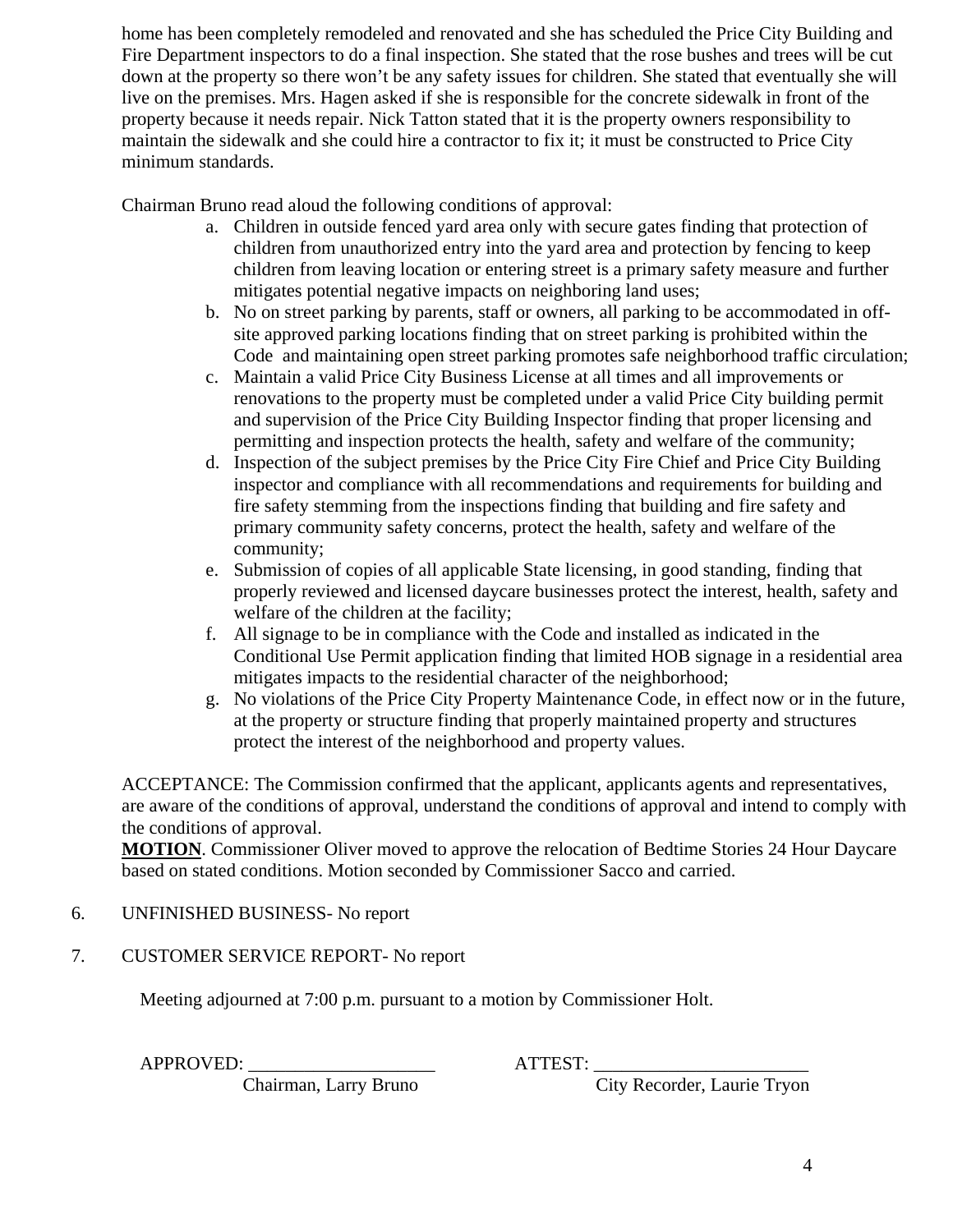home has been completely remodeled and renovated and she has scheduled the Price City Building and Fire Department inspectors to do a final inspection. She stated that the rose bushes and trees will be cut down at the property so there won't be any safety issues for children. She stated that eventually she will live on the premises. Mrs. Hagen asked if she is responsible for the concrete sidewalk in front of the property because it needs repair. Nick Tatton stated that it is the property owners responsibility to maintain the sidewalk and she could hire a contractor to fix it; it must be constructed to Price City minimum standards.

Chairman Bruno read aloud the following conditions of approval:

a. Children in outside fenced yard area only with secure gates finding that protection of children from unauthorized entry into the yard area and protection by fencing to keep children from leaving location or entering street is a primary safety measure and further mitigates potential negative impacts on neighboring land uses;
b. No on street parking by parents, staff or owners, all parking to be accommodated in off-site approved parking locations finding that on street parking is prohibited within the Code and maintaining open street parking promotes safe neighborhood traffic circulation;
c. Maintain a valid Price City Business License at all times and all improvements or renovations to the property must be completed under a valid Price City building permit and supervision of the Price City Building Inspector finding that proper licensing and permitting and inspection protects the health, safety and welfare of the community;
d. Inspection of the subject premises by the Price City Fire Chief and Price City Building inspector and compliance with all recommendations and requirements for building and fire safety stemming from the inspections finding that building and fire safety and primary community safety concerns, protect the health, safety and welfare of the community;
e. Submission of copies of all applicable State licensing, in good standing, finding that properly reviewed and licensed daycare businesses protect the interest, health, safety and welfare of the children at the facility;
f. All signage to be in compliance with the Code and installed as indicated in the Conditional Use Permit application finding that limited HOB signage in a residential area mitigates impacts to the residential character of the neighborhood;
g. No violations of the Price City Property Maintenance Code, in effect now or in the future, at the property or structure finding that properly maintained property and structures protect the interest of the neighborhood and property values.

ACCEPTANCE: The Commission confirmed that the applicant, applicants agents and representatives, are aware of the conditions of approval, understand the conditions of approval and intend to comply with the conditions of approval.

**MOTION**. Commissioner Oliver moved to approve the relocation of Bedtime Stories 24 Hour Daycare based on stated conditions. Motion seconded by Commissioner Sacco and carried.

6. UNFINISHED BUSINESS- No report

7. CUSTOMER SERVICE REPORT- No report

Meeting adjourned at 7:00 p.m. pursuant to a motion by Commissioner Holt.

APPROVED: ____________________
Chairman, Larry Bruno

ATTEST: _______________________
City Recorder, Laurie Tryon